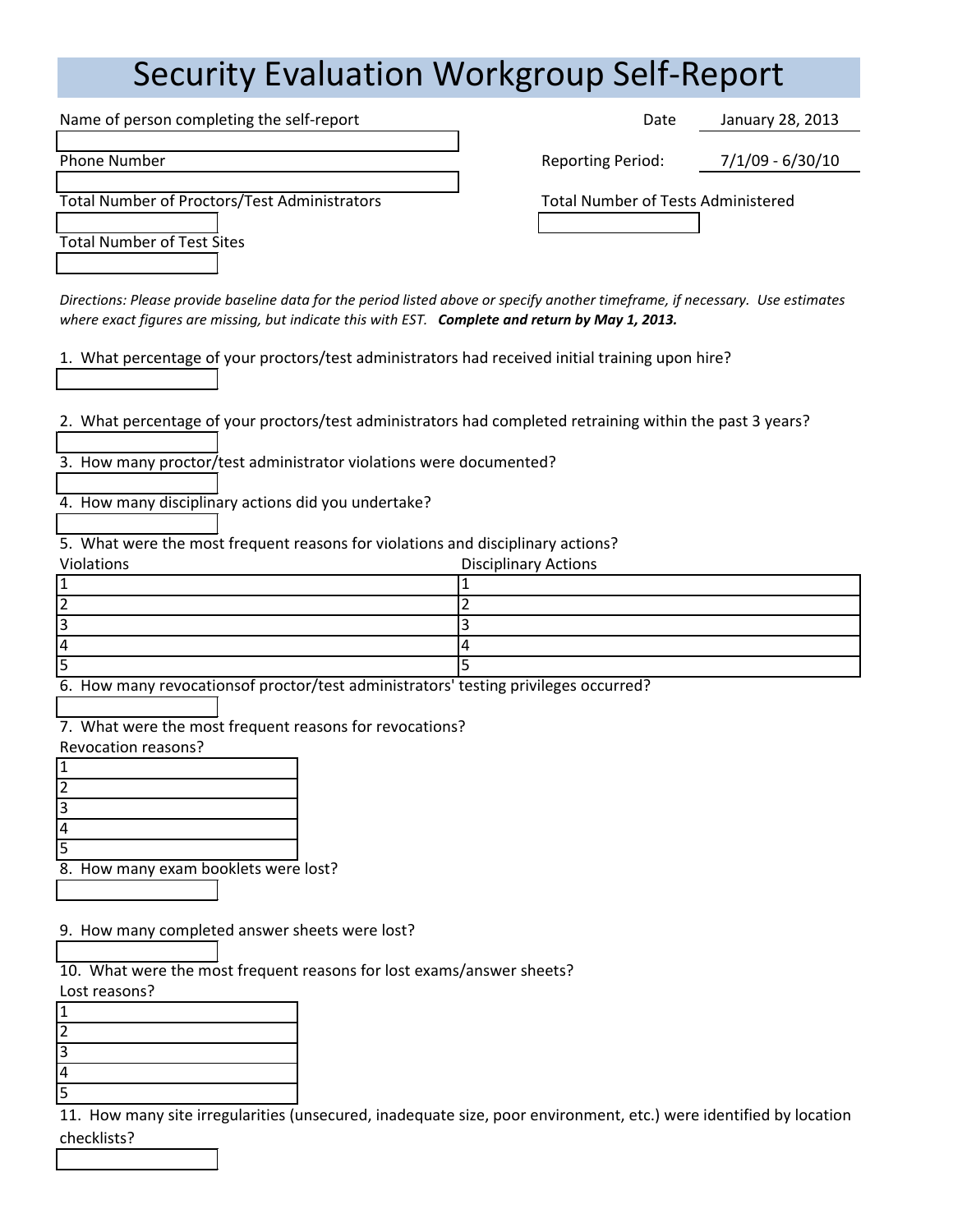# Security Evaluation Workgroup Self-Report

Name of person completing the self-report

Date: January 28, 2013

Phone Number

Reporting Period: 7/1/09 - 6/30/10

Total Number of Proctors/Test Administrators

Total Number of Tests Administered

Total Number of Test Sites

*Directions: Please provide baseline data for the period listed above or specify another timeframe, if necessary. Use estimates where exact figures are missing, but indicate this with EST.* ***Complete and return by May 1, 2013.***

1. What percentage of your proctors/test administrators had received initial training upon hire?

2. What percentage of your proctors/test administrators had completed retraining within the past 3 years?

3. How many proctor/test administrator violations were documented?

4. How many disciplinary actions did you undertake?

5. What were the most frequent reasons for violations and disciplinary actions?

| Violations | Disciplinary Actions |
|---|---|
| 1 | 1 |
| 2 | 2 |
| 3 | 3 |
| 4 | 4 |
| 5 | 5 |

6. How many revocationsof proctor/test administrators' testing privileges occurred?

7. What were the most frequent reasons for revocations?

| Revocation reasons? |
|---|
| 1 |
| 2 |
| 3 |
| 4 |
| 5 |

8. How many exam booklets were lost?

9. How many completed answer sheets were lost?

10. What were the most frequent reasons for lost exams/answer sheets?

| Lost reasons? |
|---|
| 1 |
| 2 |
| 3 |
| 4 |
| 5 |

11. How many site irregularities (unsecured, inadequate size, poor environment, etc.) were identified by location checklists?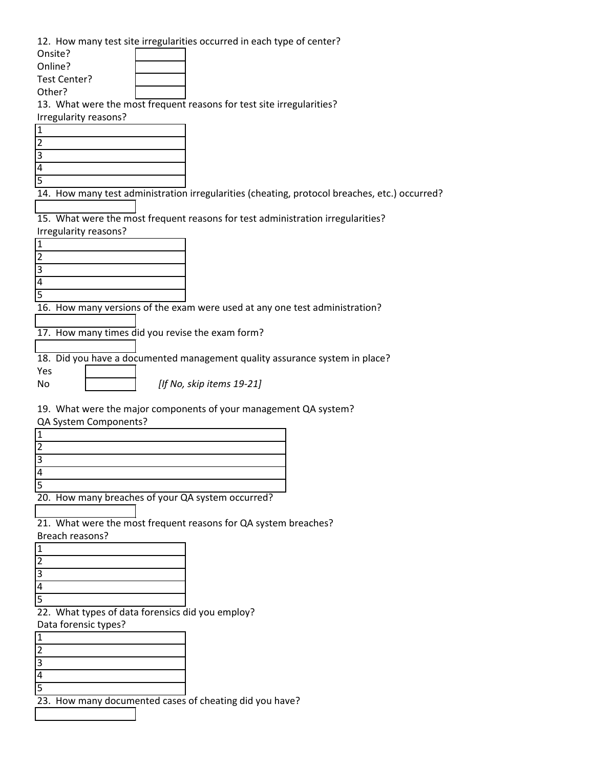12. How many test site irregularities occurred in each type of center?

| | |
|---|---|
| Onsite? | |
| Online? | |
| Test Center? | |
| Other? | |

13. What were the most frequent reasons for test site irregularities?

| Irregularity reasons? |
|---|
| 1 |
| 2 |
| 3 |
| 4 |
| 5 |

14. How many test administration irregularities (cheating, protocol breaches, etc.) occurred?

| |
|---|
| |

15. What were the most frequent reasons for test administration irregularities?

| Irregularity reasons? |
|---|
| 1 |
| 2 |
| 3 |
| 4 |
| 5 |

16. How many versions of the exam were used at any one test administration?

| |
|---|
| |

17. How many times did you revise the exam form?

| |
|---|
| |

18. Did you have a documented management quality assurance system in place?

| | | |
|---|---|---|
| Yes | | |
| No | | *[If No, skip items 19-21]* |

19. What were the major components of your management QA system?

| QA System Components? |
|---|
| 1 |
| 2 |
| 3 |
| 4 |
| 5 |

20. How many breaches of your QA system occurred?

| |
|---|
| |

21. What were the most frequent reasons for QA system breaches?

| Breach reasons? |
|---|
| 1 |
| 2 |
| 3 |
| 4 |
| 5 |

22. What types of data forensics did you employ?

| Data forensic types? |
|---|
| 1 |
| 2 |
| 3 |
| 4 |
| 5 |

23. How many documented cases of cheating did you have?

| |
|---|
| |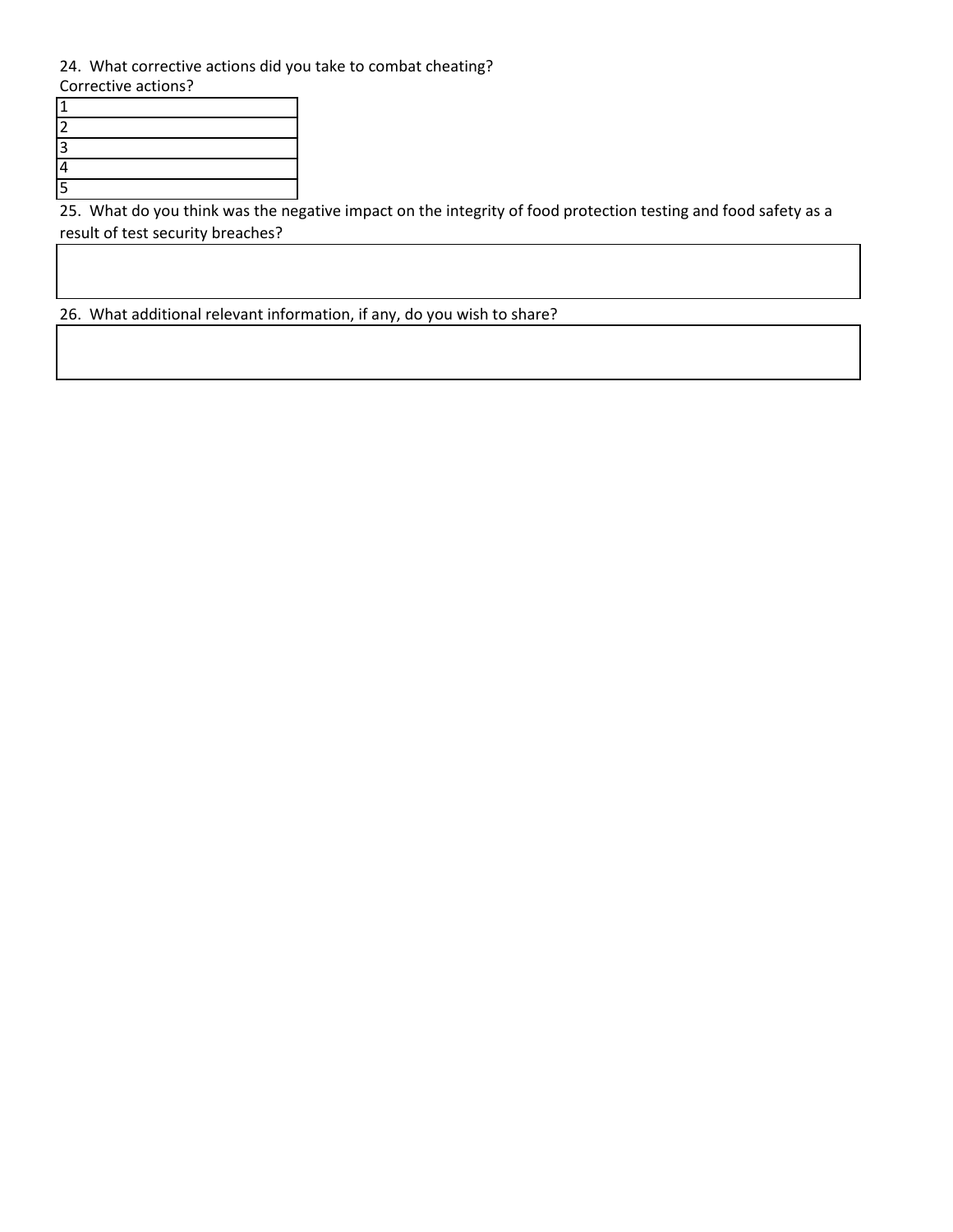24. What corrective actions did you take to combat cheating?

Corrective actions?

| | |
|---|---|
| 1 | |
| 2 | |
| 3 | |
| 4 | |
| 5 | |

25. What do you think was the negative impact on the integrity of food protection testing and food safety as a result of test security breaches?

| |
|---|
| |

26. What additional relevant information, if any, do you wish to share?

| |
|---|
| |